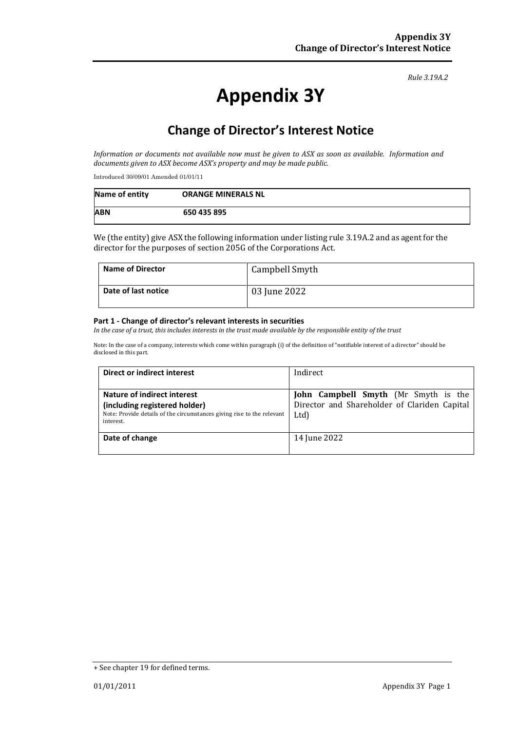*Rule 3.19A.2*

# Appendix 3Y

## Change of Director's Interest Notice

*Information or documents not available now must be given to ASX as soon as available. Information and documents given to ASX become ASX's property and may be made public.*

Introduced 30/09/01 Amended 01/01/11

| **Name of entity** | **ORANGE MINERALS NL** |
|---|---|
| **ABN** | **650 435 895** |

We (the entity) give ASX the following information under listing rule 3.19A.2 and as agent for the director for the purposes of section 205G of the Corporations Act.

| **Name of Director** | Campbell Smyth |
|---|---|
| **Date of last notice** | 03 June 2022 |

#### Part 1 - Change of director's relevant interests in securities

*In the case of a trust, this includes interests in the trust made available by the responsible entity of the trust*

Note: In the case of a company, interests which come within paragraph (i) of the definition of "notifiable interest of a director" should be disclosed in this part.

| **Direct or indirect interest** | Indirect |
|---|---|
| **Nature of indirect interest (including registered holder)** Note: Provide details of the circumstances giving rise to the relevant interest. | **John Campbell Smyth** (Mr Smyth is the Director and Shareholder of Clariden Capital Ltd) |
| **Date of change** | 14 June 2022 |

+ See chapter 19 for defined terms.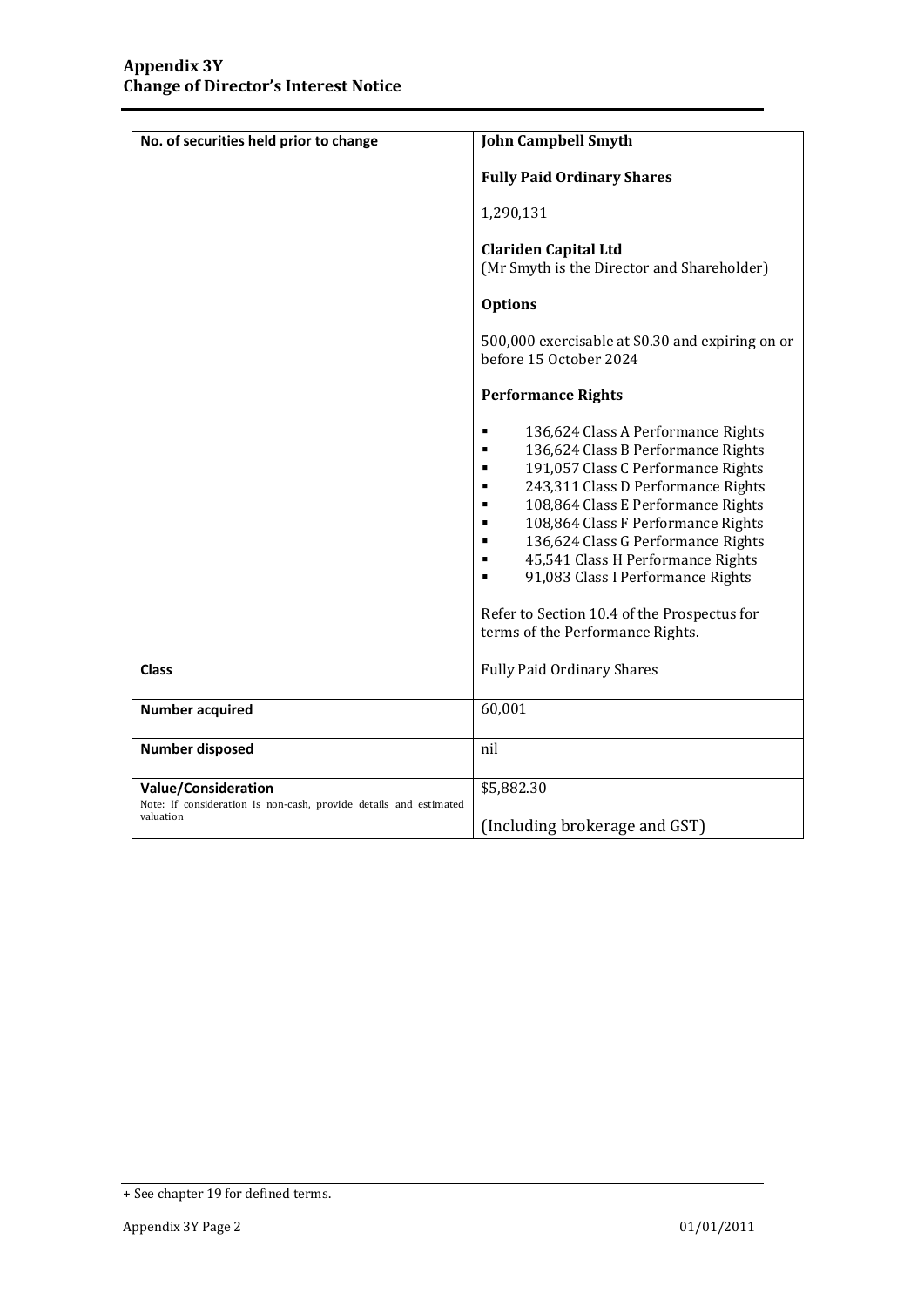| No. of securities held prior to change | **John Campbell Smyth**<br><br>**Fully Paid Ordinary Shares**<br><br>1,290,131<br><br>**Clariden Capital Ltd**<br>(Mr Smyth is the Director and Shareholder)<br><br>**Options**<br><br>500,000 exercisable at $0.30 and expiring on or before 15 October 2024<br><br>**Performance Rights**<br><br>▪ 136,624 Class A Performance Rights<br>▪ 136,624 Class B Performance Rights<br>▪ 191,057 Class C Performance Rights<br>▪ 243,311 Class D Performance Rights<br>▪ 108,864 Class E Performance Rights<br>▪ 108,864 Class F Performance Rights<br>▪ 136,624 Class G Performance Rights<br>▪ 45,541 Class H Performance Rights<br>▪ 91,083 Class I Performance Rights<br><br>Refer to Section 10.4 of the Prospectus for terms of the Performance Rights. |
|---|---|
| **Class** | Fully Paid Ordinary Shares |
| **Number acquired** | 60,001 |
| **Number disposed** | nil |
| **Value/Consideration**<br>Note: If consideration is non-cash, provide details and estimated valuation | $5,882.30<br><br>(Including brokerage and GST) |

+ See chapter 19 for defined terms.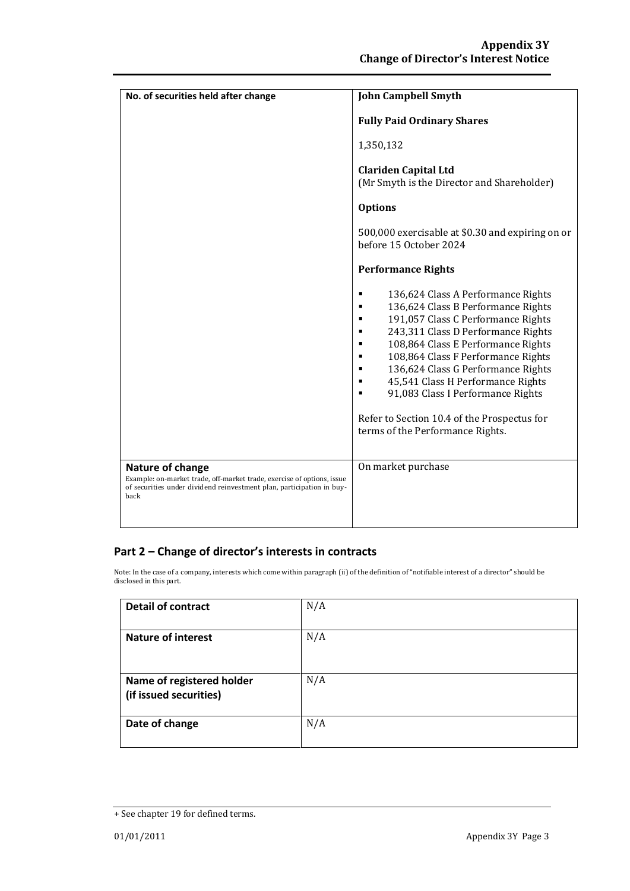| No. of securities held after change | **John Campbell Smyth**<br><br>**Fully Paid Ordinary Shares**<br><br>1,350,132<br><br>**Clariden Capital Ltd**<br>(Mr Smyth is the Director and Shareholder)<br><br>**Options**<br><br>500,000 exercisable at $0.30 and expiring on or before 15 October 2024<br><br>**Performance Rights**<br><br>▪ 136,624 Class A Performance Rights<br>▪ 136,624 Class B Performance Rights<br>▪ 191,057 Class C Performance Rights<br>▪ 243,311 Class D Performance Rights<br>▪ 108,864 Class E Performance Rights<br>▪ 108,864 Class F Performance Rights<br>▪ 136,624 Class G Performance Rights<br>▪ 45,541 Class H Performance Rights<br>▪ 91,083 Class I Performance Rights<br><br>Refer to Section 10.4 of the Prospectus for terms of the Performance Rights. |
|---|---|
| **Nature of change**<br>Example: on-market trade, off-market trade, exercise of options, issue of securities under dividend reinvestment plan, participation in buy-back | On market purchase |

## Part 2 – Change of director's interests in contracts

Note: In the case of a company, interests which come within paragraph (ii) of the definition of "notifiable interest of a director" should be disclosed in this part.

| **Detail of contract** | N/A |
|---|---|
| **Nature of interest** | N/A |
| **Name of registered holder (if issued securities)** | N/A |
| **Date of change** | N/A |

+ See chapter 19 for defined terms.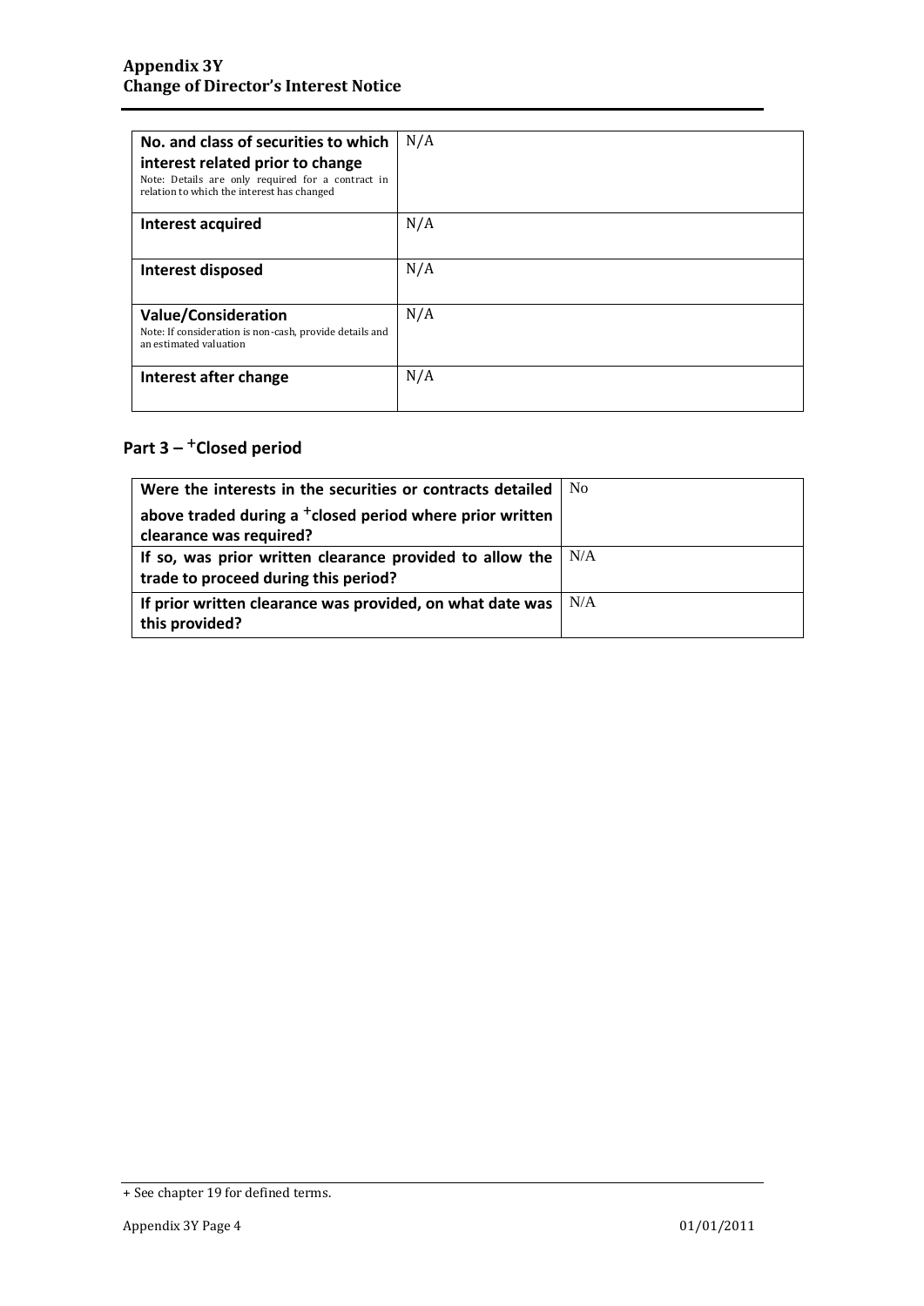| | |
|---|---|
| **No. and class of securities to which interest related prior to change**<br>Note: Details are only required for a contract in relation to which the interest has changed | N/A |
| **Interest acquired** | N/A |
| **Interest disposed** | N/A |
| **Value/Consideration**<br>Note: If consideration is non-cash, provide details and an estimated valuation | N/A |
| **Interest after change** | N/A |

## Part 3 – +Closed period

| | |
|---|---|
| **Were the interests in the securities or contracts detailed above traded during a +closed period where prior written clearance was required?** | No |
| **If so, was prior written clearance provided to allow the trade to proceed during this period?** | N/A |
| **If prior written clearance was provided, on what date was this provided?** | N/A |

+ See chapter 19 for defined terms.